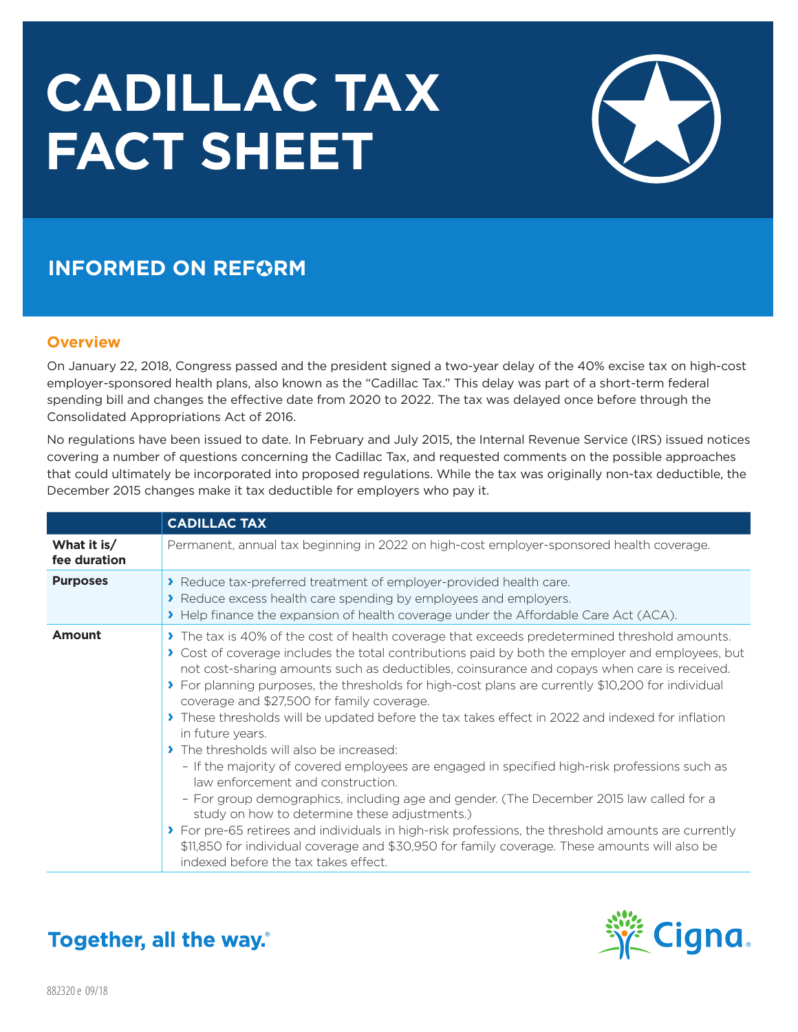# CADILLAC TAX FACT SHEET

## INFORMED ON REFORM

### Overview

On January 22, 2018, Congress passed and the president signed a two-year delay of the 40% excise tax on high-cost employer-sponsored health plans, also known as the "Cadillac Tax." This delay was part of a short-term federal spending bill and changes the effective date from 2020 to 2022. The tax was delayed once before through the Consolidated Appropriations Act of 2016.

No regulations have been issued to date. In February and July 2015, the Internal Revenue Service (IRS) issued notices covering a number of questions concerning the Cadillac Tax, and requested comments on the possible approaches that could ultimately be incorporated into proposed regulations. While the tax was originally non-tax deductible, the December 2015 changes make it tax deductible for employers who pay it.

| | CADILLAC TAX |
|---|---|
| **What it is/ fee duration** | Permanent, annual tax beginning in 2022 on high-cost employer-sponsored health coverage. |
| **Purposes** | › Reduce tax-preferred treatment of employer-provided health care.<br>› Reduce excess health care spending by employees and employers.<br>› Help finance the expansion of health coverage under the Affordable Care Act (ACA). |
| **Amount** | › The tax is 40% of the cost of health coverage that exceeds predetermined threshold amounts.<br>› Cost of coverage includes the total contributions paid by both the employer and employees, but not cost-sharing amounts such as deductibles, coinsurance and copays when care is received.<br>› For planning purposes, the thresholds for high-cost plans are currently $10,200 for individual coverage and $27,500 for family coverage.<br>› These thresholds will be updated before the tax takes effect in 2022 and indexed for inflation in future years.<br>› The thresholds will also be increased:<br>– If the majority of covered employees are engaged in specified high-risk professions such as law enforcement and construction.<br>– For group demographics, including age and gender. (The December 2015 law called for a study on how to determine these adjustments.)<br>› For pre-65 retirees and individuals in high-risk professions, the threshold amounts are currently $11,850 for individual coverage and $30,950 for family coverage. These amounts will also be indexed before the tax takes effect. |

Together, all the way.®

Cigna.

882320 e 09/18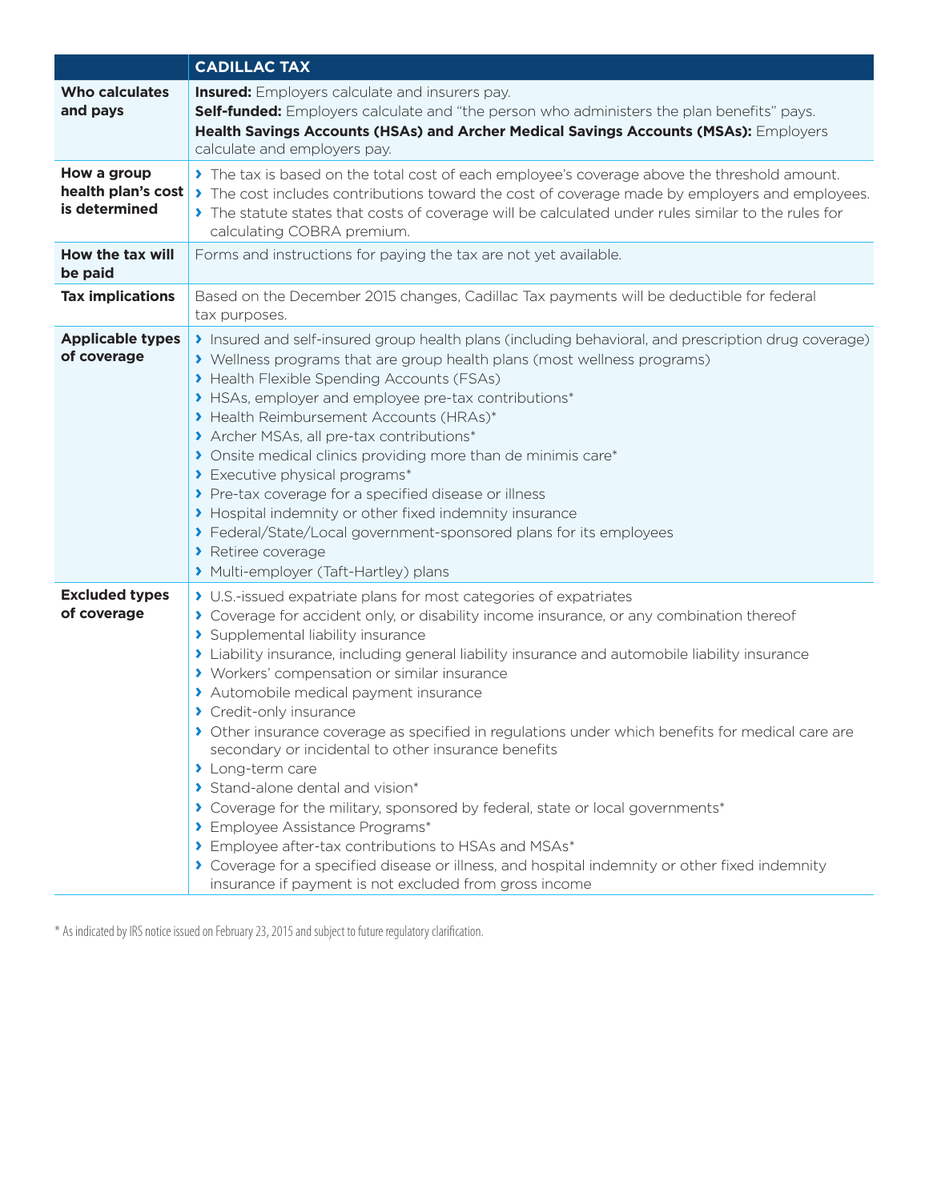| | CADILLAC TAX |
|---|---|
| **Who calculates and pays** | **Insured:** Employers calculate and insurers pay.<br>**Self-funded:** Employers calculate and "the person who administers the plan benefits" pays.<br>**Health Savings Accounts (HSAs) and Archer Medical Savings Accounts (MSAs):** Employers calculate and employers pay. |
| **How a group health plan's cost is determined** | › The tax is based on the total cost of each employee's coverage above the threshold amount.<br>› The cost includes contributions toward the cost of coverage made by employers and employees.<br>› The statute states that costs of coverage will be calculated under rules similar to the rules for calculating COBRA premium. |
| **How the tax will be paid** | Forms and instructions for paying the tax are not yet available. |
| **Tax implications** | Based on the December 2015 changes, Cadillac Tax payments will be deductible for federal tax purposes. |
| **Applicable types of coverage** | › Insured and self-insured group health plans (including behavioral, and prescription drug coverage)<br>› Wellness programs that are group health plans (most wellness programs)<br>› Health Flexible Spending Accounts (FSAs)<br>› HSAs, employer and employee pre-tax contributions*<br>› Health Reimbursement Accounts (HRAs)*<br>› Archer MSAs, all pre-tax contributions*<br>› Onsite medical clinics providing more than de minimis care*<br>› Executive physical programs*<br>› Pre-tax coverage for a specified disease or illness<br>› Hospital indemnity or other fixed indemnity insurance<br>› Federal/State/Local government-sponsored plans for its employees<br>› Retiree coverage<br>› Multi-employer (Taft-Hartley) plans |
| **Excluded types of coverage** | › U.S.-issued expatriate plans for most categories of expatriates<br>› Coverage for accident only, or disability income insurance, or any combination thereof<br>› Supplemental liability insurance<br>› Liability insurance, including general liability insurance and automobile liability insurance<br>› Workers' compensation or similar insurance<br>› Automobile medical payment insurance<br>› Credit-only insurance<br>› Other insurance coverage as specified in regulations under which benefits for medical care are secondary or incidental to other insurance benefits<br>› Long-term care<br>› Stand-alone dental and vision*<br>› Coverage for the military, sponsored by federal, state or local governments*<br>› Employee Assistance Programs*<br>› Employee after-tax contributions to HSAs and MSAs*<br>› Coverage for a specified disease or illness, and hospital indemnity or other fixed indemnity insurance if payment is not excluded from gross income |

* As indicated by IRS notice issued on February 23, 2015 and subject to future regulatory clarification.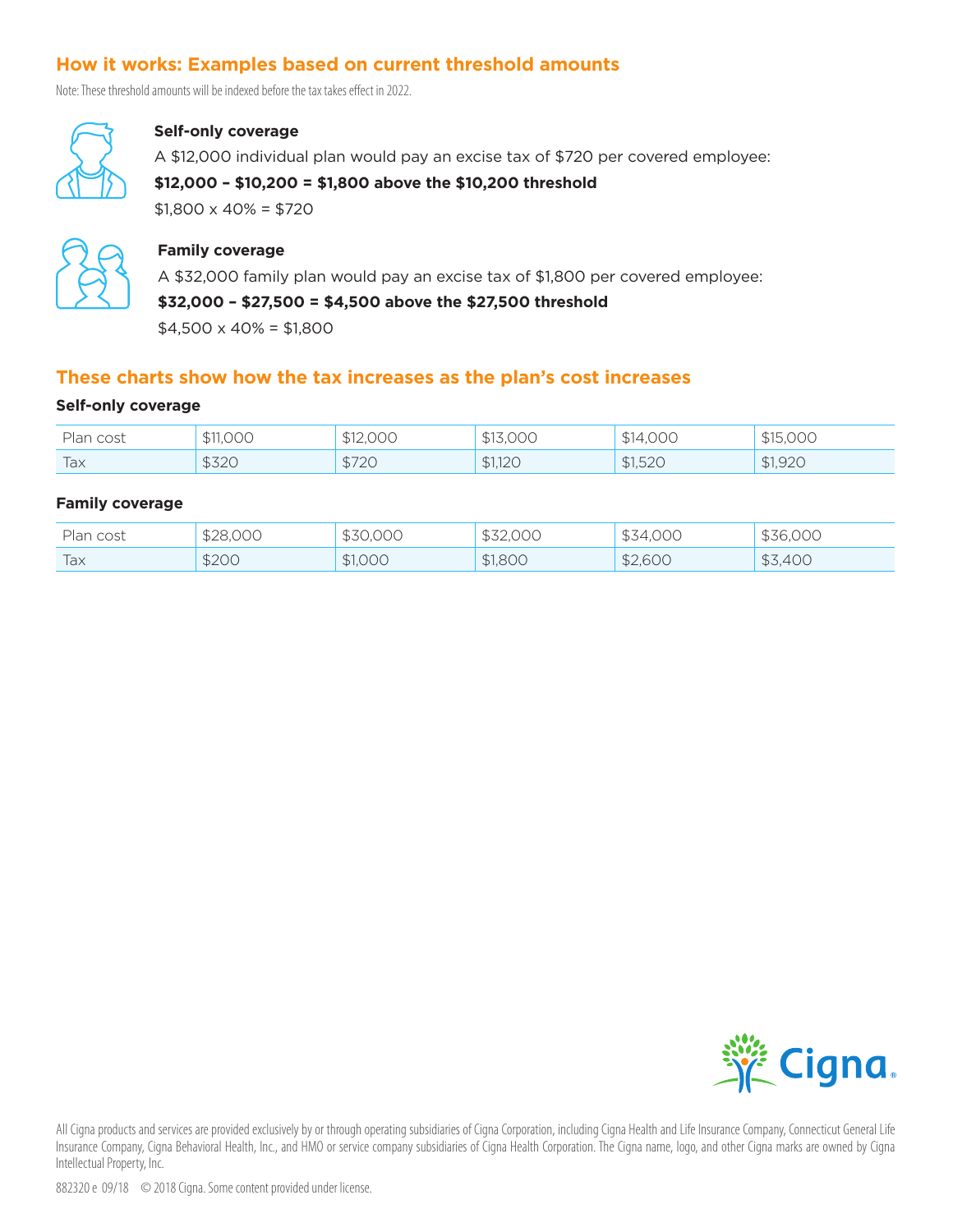## How it works: Examples based on current threshold amounts

Note: These threshold amounts will be indexed before the tax takes effect in 2022.

**Self-only coverage**

A $12,000 individual plan would pay an excise tax of $720 per covered employee:

**$12,000 – $10,200 = $1,800 above the $10,200 threshold**

$1,800 x 40% = $720

**Family coverage**

A $32,000 family plan would pay an excise tax of $1,800 per covered employee:

**$32,000 – $27,500 = $4,500 above the $27,500 threshold**

$4,500 x 40% = $1,800

## These charts show how the tax increases as the plan's cost increases

**Self-only coverage**

| Plan cost | $11,000 | $12,000 | $13,000 | $14,000 | $15,000 |
|---|---|---|---|---|---|
| Tax | $320 | $720 | $1,120 | $1,520 | $1,920 |

**Family coverage**

| Plan cost | $28,000 | $30,000 | $32,000 | $34,000 | $36,000 |
|---|---|---|---|---|---|
| Tax | $200 | $1,000 | $1,800 | $2,600 | $3,400 |

All Cigna products and services are provided exclusively by or through operating subsidiaries of Cigna Corporation, including Cigna Health and Life Insurance Company, Connecticut General Life Insurance Company, Cigna Behavioral Health, Inc., and HMO or service company subsidiaries of Cigna Health Corporation. The Cigna name, logo, and other Cigna marks are owned by Cigna Intellectual Property, Inc.

882320 e 09/18 © 2018 Cigna. Some content provided under license.